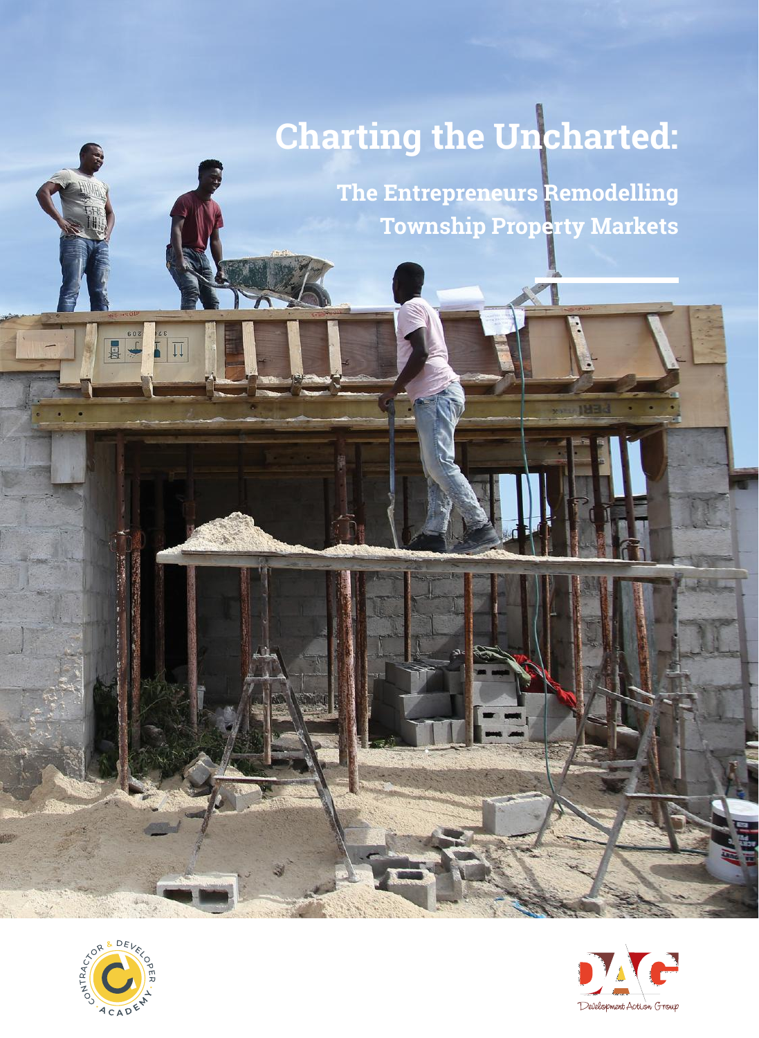# Charting the Uncharted:

## The Entrepreneurs Remodelling Township Property Markets

Contractor & Developer Academy

Development Action Group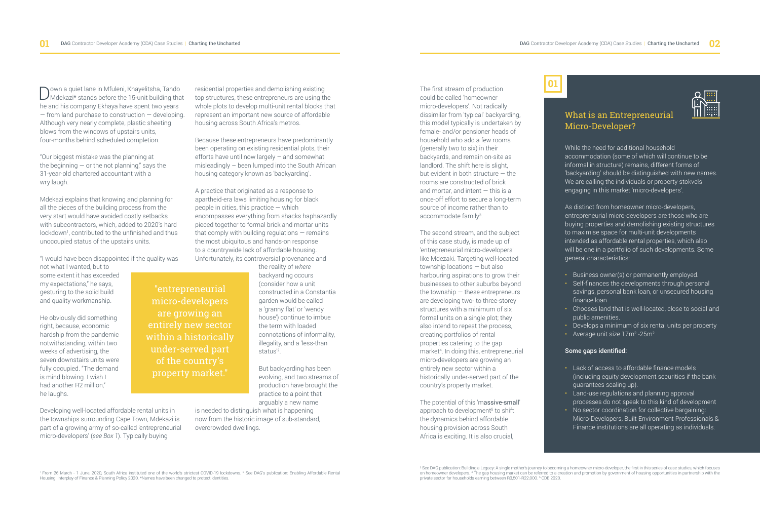Down a quiet lane in Mfuleni, Khayelitsha, Tando Mdekazi* stands before the 15-unit building that he and his company Ekhaya have spent two years — from land purchase to construction — developing. Although very nearly complete, plastic sheeting blows from the windows of upstairs units, four-months behind scheduled completion.

"Our biggest mistake was the planning at the beginning — or the not planning," says the 31-year-old chartered accountant with a wry laugh.

Mdekazi explains that knowing and planning for all the pieces of the building process from the very start would have avoided costly setbacks with subcontractors, which, added to 2020's hard lockdown[1], contributed to the unfinished and thus unoccupied status of the upstairs units.

"I would have been disappointed if the quality was not what I wanted, but to some extent it has exceeded my expectations," he says, gesturing to the solid build and quality workmanship.

He obviously did something right, because, economic hardship from the pandemic notwithstanding, within two weeks of advertising, the seven downstairs units were fully occupied. "The demand is mind blowing. I wish I had another R2 million," he laughs.

Developing well-located affordable rental units in the townships surrounding Cape Town, Mdekazi is part of a growing army of so-called 'entrepreneurial micro-developers' (*see Box 1*). Typically buying residential properties and demolishing existing top structures, these entrepreneurs are using the whole plots to develop multi-unit rental blocks that represent an important new source of affordable housing across South Africa's metros.

Because these entrepreneurs have predominantly been operating on existing residential plots, their efforts have until now largely — and somewhat misleadingly — been lumped into the South African housing category known as 'backyarding'.

A practice that originated as a response to apartheid-era laws limiting housing for black people in cities, this practice — which encompasses everything from shacks haphazardly pieced together to formal brick and mortar units that comply with building regulations — remains the most ubiquitous and hands-on response to a countrywide lack of affordable housing. Unfortunately, its controversial provenance and the reality of *where* backyarding occurs (consider how a unit constructed in a Constantia garden would be called a 'granny flat' or 'wendy house') continue to imbue the term with loaded connotations of informality, illegality, and a 'less-than status'[2].

> "entrepreneurial micro-developers are growing an entirely new sector within a historically under-served part of the country's property market."

But backyarding has been evolving, and two streams of production have brought the practice to a point that arguably a new name is needed to distinguish what is happening now from the historic image of sub-standard, overcrowded dwellings.

The first stream of production could be called 'homeowner micro-developers'. Not radically dissimilar from 'typical' backyarding, this model typically is undertaken by female- and/or pensioner heads of household who add a few rooms (generally two to six) in their backyards, and remain on-site as landlord. The shift here is slight, but evident in both structure — the rooms are constructed of brick and mortar, and intent — this is a once-off effort to secure a long-term source of income rather than to accommodate family[3].

The second stream, and the subject of this case study, is made up of 'entrepreneurial micro-developers' like Mdekazi. Targeting well-located township locations — but also harbouring aspirations to grow their businesses to other suburbs beyond the township — these entrepreneurs are developing two- to three-storey structures with a minimum of six formal units on a single plot; they also intend to repeat the process, creating portfolios of rental properties catering to the gap market[4]. In doing this, entrepreneurial micro-developers are growing an entirely new sector within a historically under-served part of the country's property market.

The potential of this 'massive-small' approach to development[5] to shift the dynamics behind affordable housing provision across South Africa is exciting. It is also crucial,

## 01 What is an Entrepreneurial Micro-Developer?

While the need for additional household accommodation (some of which will continue to be informal in structure) remains, different forms of 'backyarding' should be distinguished with new names. We are calling the individuals or property stokvels engaging in this market 'micro-developers'.

As distinct from homeowner micro-developers, entrepreneurial micro-developers are those who are buying properties and demolishing existing structures to maximise space for multi-unit developments intended as affordable rental properties, which also will be one in a portfolio of such developments. Some general characteristics:

- Business owner(s) or permanently employed.
- Self-finances the developments through personal savings, personal bank loan, or unsecured housing finance loan
- Chooses land that is well-located, close to social and public amenities.
- Develops a minimum of six rental units per property
- Average unit size 17m² -25m²

**Some gaps identified:**

- Lack of access to affordable finance models (including equity development securities if the bank guarantees scaling up).
- Land-use regulations and planning approval processes do not speak to this kind of development
- No sector coordination for collective bargaining: Micro-Developers, Built Environment Professionals & Finance institutions are all operating as individuals.

---

[1] From 26 March - 1 June, 2020, South Africa instituted one of the world's strictest COVID-19 lockdowns. [2] See DAG's publication: Enabling Affordable Rental Housing: Interplay of Finance & Planning Policy 2020. *Names have been changed to protect identities.

[3] See DAG publication: Building a Legacy: A single mother's journey to becoming a homeowner micro-developer, the first in this series of case studies, which focuses on homeowner developers. [4] The gap housing market can be referred to a creation and promotion by government of housing opportunities in partnership with the private sector for households earning between R3,501-R22,000. [5] CDE 2020.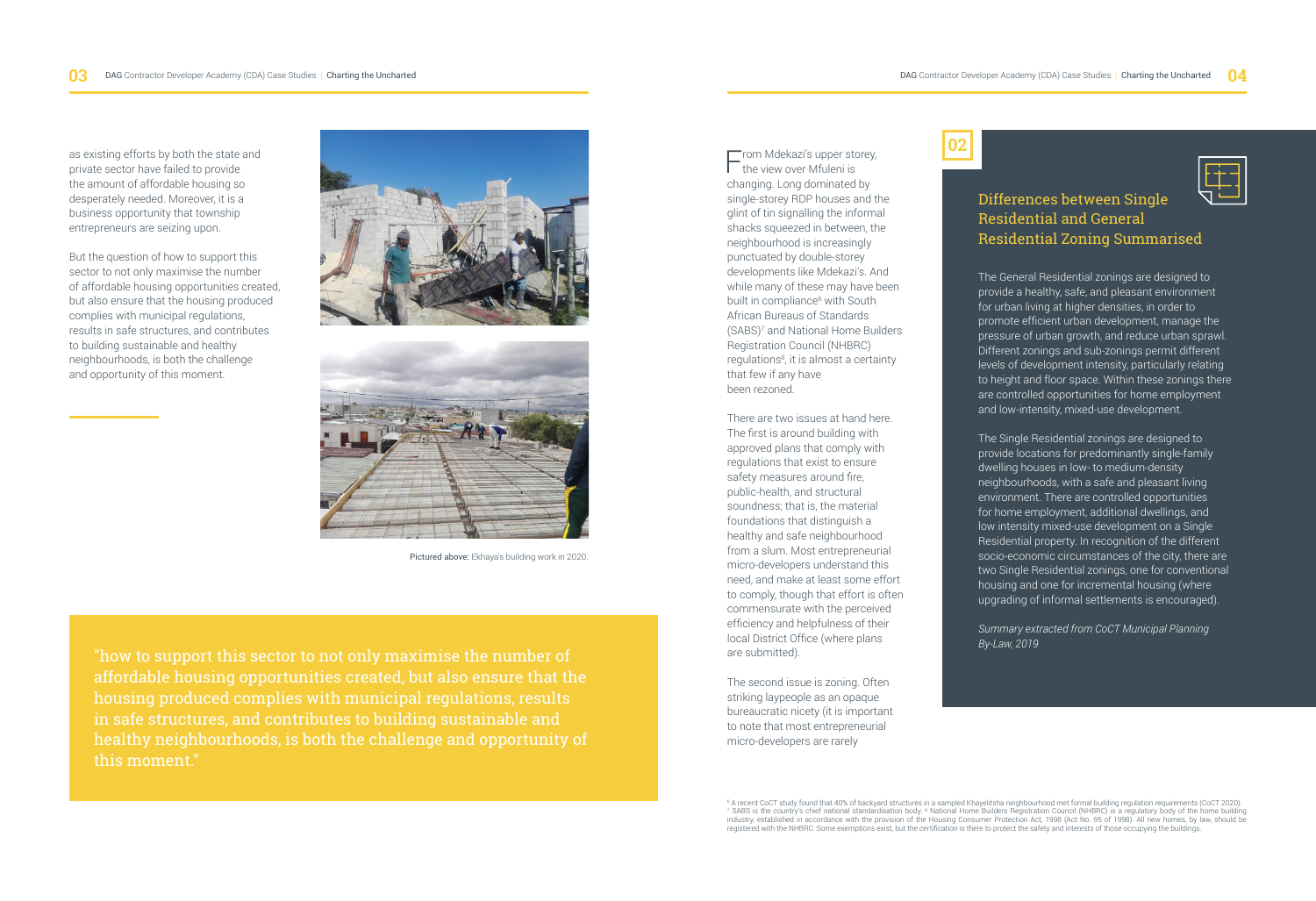as existing efforts by both the state and private sector have failed to provide the amount of affordable housing so desperately needed. Moreover, it is a business opportunity that township entrepreneurs are seizing upon.

But the question of how to support this sector to not only maximise the number of affordable housing opportunities created, but also ensure that the housing produced complies with municipal regulations, results in safe structures, and contributes to building sustainable and healthy neighbourhoods, is both the challenge and opportunity of this moment.

**Pictured above:** Ekhaya's building work in 2020.

> "how to support this sector to not only maximise the number of affordable housing opportunities created, but also ensure that the housing produced complies with municipal regulations, results in safe structures, and contributes to building sustainable and healthy neighbourhoods, is both the challenge and opportunity of this moment."

From Mdekazi's upper storey, the view over Mfuleni is changing. Long dominated by single-storey RDP houses and the glint of tin signalling the informal shacks squeezed in between, the neighbourhood is increasingly punctuated by double-storey developments like Mdekazi's. And while many of these may have been built in compliance[6] with South African Bureaus of Standards (SABS)[7] and National Home Builders Registration Council (NHBRC) regulations[8], it is almost a certainty that few if any have been rezoned.

There are two issues at hand here. The first is around building with approved plans that comply with regulations that exist to ensure safety measures around fire, public-health, and structural soundness; that is, the material foundations that distinguish a healthy and safe neighbourhood from a slum. Most entrepreneurial micro-developers understand this need, and make at least some effort to comply, though that effort is often commensurate with the perceived efficiency and helpfulness of their local District Office (where plans are submitted).

The second issue is zoning. Often striking laypeople as an opaque bureaucratic nicety (it is important to note that most entrepreneurial micro-developers are rarely

## 02

### Differences between Single Residential and General Residential Zoning Summarised

The General Residential zonings are designed to provide a healthy, safe, and pleasant environment for urban living at higher densities, in order to promote efficient urban development, manage the pressure of urban growth, and reduce urban sprawl. Different zonings and sub-zonings permit different levels of development intensity, particularly relating to height and floor space. Within these zonings there are controlled opportunities for home employment and low-intensity, mixed-use development.

The Single Residential zonings are designed to provide locations for predominantly single-family dwelling houses in low- to medium-density neighbourhoods, with a safe and pleasant living environment. There are controlled opportunities for home employment, additional dwellings, and low intensity mixed-use development on a Single Residential property. In recognition of the different socio-economic circumstances of the city, there are two Single Residential zonings, one for conventional housing and one for incremental housing (where upgrading of informal settlements is encouraged).

*Summary extracted from CoCT Municipal Planning By-Law, 2019*

---

[6] A recent CoCT study found that 40% of backyard structures in a sampled Khayelitsha neighbourhood met formal building regulation requirements (CoCT 2020). [7] SABS is the country's chief national standardisation body. [8] National Home Builders Registration Council (NHBRC) is a regulatory body of the home building industry, established in accordance with the provision of the Housing Consumer Protection Act, 1998 (Act No. 95 of 1998). All new homes, by law, should be registered with the NHBRC. Some exemptions exist, but the certification is there to protect the safety and interests of those occupying the buildings.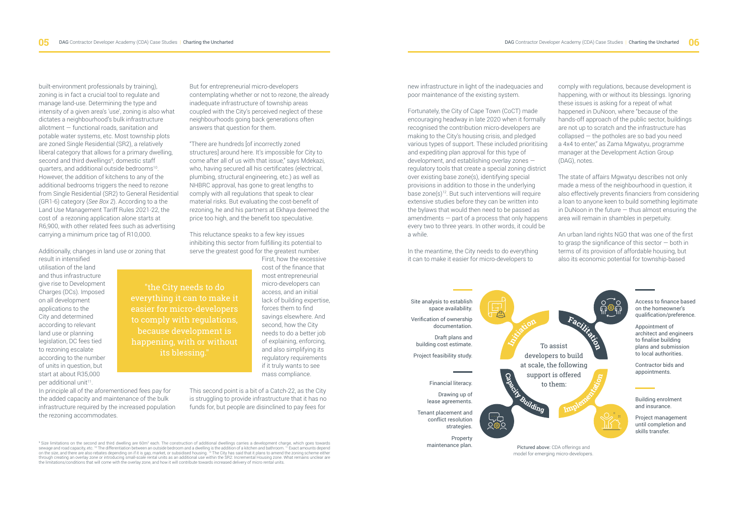built-environment professionals by training), zoning is in fact a crucial tool to regulate and manage land-use. Determining the type and intensity of a given area's 'use', zoning is also what dictates a neighbourhood's bulk infrastructure allotment — functional roads, sanitation and potable water systems, etc. Most township plots are zoned Single Residential (SR2), a relatively liberal category that allows for a primary dwelling, second and third dwellings[9], domestic staff quarters, and additional outside bedrooms[10]. However, the addition of kitchens to any of the additional bedrooms triggers the need to rezone from Single Residential (SR2) to General Residential (GR1-6) category (*See Box 2*). According to a the Land Use Management Tariff Rules 2021-22, the cost of a rezoning application alone starts at R6,900, with other related fees such as advertising carrying a minimum price tag of R10,000.

Additionally, changes in land use or zoning that result in intensified utilisation of the land and thus infrastructure give rise to Development Charges (DCs). Imposed on all development applications to the City and determined according to relevant land use or planning legislation, DC fees tied to rezoning escalate according to the number of units in question, but start at about R35,000 per additional unit[11].

In principle all of the aforementioned fees pay for the added capacity and maintenance of the bulk infrastructure required by the increased population the rezoning accommodates.

> "the City needs to do everything it can to make it easier for micro-developers to comply with regulations, because development is happening, with or without its blessing."

But for entrepreneurial micro-developers contemplating whether or not to rezone, the already inadequate infrastructure of township areas coupled with the City's perceived neglect of these neighbourhoods going back generations often answers that question for them.

"There are hundreds [of incorrectly zoned structures] around here. It's impossible for City to come after all of us with that issue," says Mdekazi, who, having secured all his certificates (electrical, plumbing, structural engineering, etc.) as well as NHBRC approval, has gone to great lengths to comply with all regulations that speak to clear material risks. But evaluating the cost-benefit of rezoning, he and his partners at Ekhaya deemed the price too high, and the benefit too speculative.

This reluctance speaks to a few key issues inhibiting this sector from fulfilling its potential to serve the greatest good for the greatest number. First, how the excessive cost of the finance that most entrepreneurial micro-developers can access, and an initial lack of building expertise, forces them to find savings elsewhere. And second, how the City needs to do a better job of explaining, enforcing, and also simplifying its regulatory requirements if it truly wants to see mass compliance.

This second point is a bit of a Catch-22, as the City is struggling to provide infrastructure that it has no funds for, but people are disinclined to pay fees for new infrastructure in light of the inadequacies and poor maintenance of the existing system.

Fortunately, the City of Cape Town (CoCT) made encouraging headway in late 2020 when it formally recognised the contribution micro-developers are making to the City's housing crisis, and pledged various types of support. These included prioritising and expediting plan approval for this type of development, and establishing overlay zones — regulatory tools that create a special zoning district over existing base zone(s), identifying special provisions in addition to those in the underlying base zone(s)[12]. But such interventions will require extensive studies before they can be written into the bylaws that would then need to be passed as amendments — part of a process that only happens every two to three years. In other words, it could be a while.

In the meantime, the City needs to do everything it can to make it easier for micro-developers to comply with regulations, because development is happening, with or without its blessings. Ignoring these issues is asking for a repeat of what happened in DuNoon, where "because of the hands-off approach of the public sector, buildings are not up to scratch and the infrastructure has collapsed — the potholes are so bad you need a 4x4 to enter," as Zama Mgwatyu, programme manager at the Development Action Group (DAG), notes.

The state of affairs Mgwatyu describes not only made a mess of the neighbourhood in question, it also effectively prevents financiers from considering a loan to anyone keen to build something legitimate in DuNoon in the future — thus almost ensuring the area will remain in shambles in perpetuity.

An urban land rights NGO that was one of the first to grasp the significance of this sector — both in terms of its provision of affordable housing, but also its economic potential for township-based

**To assist developers to build at scale, the following support is offered to them:**

**Initiation**
- Site analysis to establish space availability.
- Verification of ownership documentation.
- Draft plans and building cost estimate.
- Project feasibility study.

**Facilitation**
- Access to finance based on the homeowner's qualification/preference.
- Appointment of architect and engineers to finalise building plans and submission to local authorities.
- Contractor bids and appointments.

**Capacity Building**
- Financial literacy.
- Drawing up of lease agreements.
- Tenant placement and conflict resolution strategies.
- Property maintenance plan.

**Implementation**
- Building enrolment and insurance.
- Project management until completion and skills transfer.

Pictured above: CDA offerings and model for emerging micro-developers.

[9] Size limitations on the second and third dwelling are 60m² each. The construction of additional dwellings carries a development charge, which goes towards sewage and road capacity, etc. [10] The differentiation between an outside bedroom and a dwelling is the addition of a kitchen and bathroom. [11] Exact amounts depend on the size, and there are also rebates depending on if it is gap, market, or subsidised housing. [12] The City has said that it plans to amend the zoning scheme either through creating an overlay zone or introducing small-scale rental units as an additional use within the SR2: Incremental Housing zone. What remains unclear are the limitations/conditions that will come with the overlay zone, and how it will contribute towards increased delivery of micro rental units.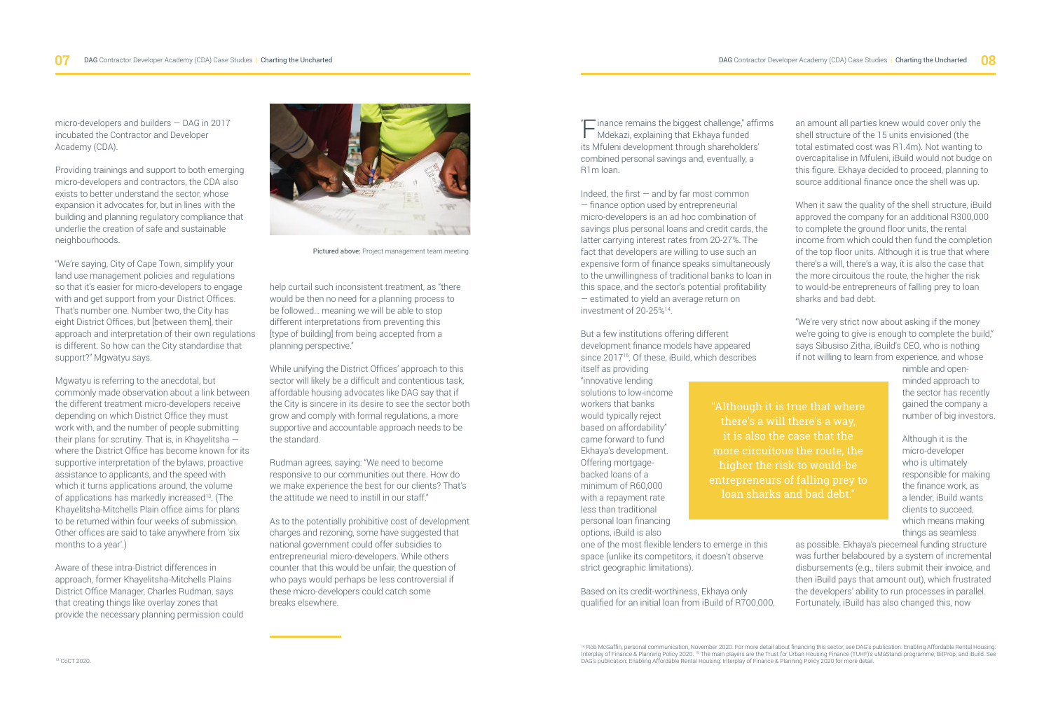micro-developers and builders — DAG in 2017 incubated the Contractor and Developer Academy (CDA).

Providing trainings and support to both emerging micro-developers and contractors, the CDA also exists to better understand the sector, whose expansion it advocates for, but in lines with the building and planning regulatory compliance that underlie the creation of safe and sustainable neighbourhoods.

"We're saying, City of Cape Town, simplify your land use management policies and regulations so that it's easier for micro-developers to engage with and get support from your District Offices. That's number one. Number two, the City has eight District Offices, but [between them], their approach and interpretation of their own regulations is different. So how can the City standardise that support?" Mgwatyu says.

Mgwatyu is referring to the anecdotal, but commonly made observation about a link between the different treatment micro-developers receive depending on which District Office they must work with, and the number of people submitting their plans for scrutiny. That is, in Khayelitsha — where the District Office has become known for its supportive interpretation of the bylaws, proactive assistance to applicants, and the speed with which it turns applications around, the volume of applications has markedly increased[13]. (The Khayelitsha-Mitchells Plain office aims for plans to be returned within four weeks of submission. Other offices are said to take anywhere from 'six months to a year'.)

Aware of these intra-District differences in approach, former Khayelitsha-Mitchells Plains District Office Manager, Charles Rudman, says that creating things like overlay zones that provide the necessary planning permission could help curtail such inconsistent treatment, as "there would be then no need for a planning process to be followed… meaning we will be able to stop different interpretations from preventing this [type of building] from being accepted from a planning perspective."

Pictured above: Project management team meeting.

While unifying the District Offices' approach to this sector will likely be a difficult and contentious task, affordable housing advocates like DAG say that if the City is sincere in its desire to see the sector both grow and comply with formal regulations, a more supportive and accountable approach needs to be the standard.

Rudman agrees, saying: "We need to become responsive to our communities out there. How do we make experience the best for our clients? That's the attitude we need to instill in our staff."

As to the potentially prohibitive cost of development charges and rezoning, some have suggested that national government could offer subsidies to entrepreneurial micro-developers. While others counter that this would be unfair, the question of who pays would perhaps be less controversial if these micro-developers could catch some breaks elsewhere.

[13] CoCT 2020.

"Finance remains the biggest challenge," affirms Mdekazi, explaining that Ekhaya funded its Mfuleni development through shareholders' combined personal savings and, eventually, a R1m loan.

Indeed, the first — and by far most common — finance option used by entrepreneurial micro-developers is an ad hoc combination of savings plus personal loans and credit cards, the latter carrying interest rates from 20-27%. The fact that developers are willing to use such an expensive form of finance speaks simultaneously to the unwillingness of traditional banks to loan in this space, and the sector's potential profitability — estimated to yield an average return on investment of 20-25%[14].

But a few institutions offering different development finance models have appeared since 2017[15]. Of these, iBuild, which describes itself as providing "innovative lending solutions to low-income workers that banks would typically reject based on affordability" came forward to fund Ekhaya's development. Offering mortgage-backed loans of a minimum of R60,000 with a repayment rate less than traditional personal loan financing options, iBuild is also one of the most flexible lenders to emerge in this space (unlike its competitors, it doesn't observe strict geographic limitations).

Based on its credit-worthiness, Ekhaya only qualified for an initial loan from iBuild of R700,000, an amount all parties knew would cover only the shell structure of the 15 units envisioned (the total estimated cost was R1.4m). Not wanting to overcapitalise in Mfuleni, iBuild would not budge on this figure. Ekhaya decided to proceed, planning to source additional finance once the shell was up.

When it saw the quality of the shell structure, iBuild approved the company for an additional R300,000 to complete the ground floor units, the rental income from which could then fund the completion of the top floor units. Although it is true that where there's a will, there's a way, it is also the case that the more circuitous the route, the higher the risk to would-be entrepreneurs of falling prey to loan sharks and bad debt.

"Although it is true that where there's a will there's a way, it is also the case that the more circuitous the route, the higher the risk to would-be entrepreneurs of falling prey to loan sharks and bad debt."

"We're very strict now about asking if the money we're going to give is enough to complete the build," says Sibusiso Zitha, iBuild's CEO, who is nothing if not willing to learn from experience, and whose nimble and open-minded approach to the sector has recently gained the company a number of big investors.

Although it is the micro-developer who is ultimately responsible for making the finance work, as a lender, iBuild wants clients to succeed, which means making things as seamless as possible. Ekhaya's piecemeal funding structure was further belaboured by a system of incremental disbursements (e.g., tilers submit their invoice, and then iBuild pays that amount out), which frustrated the developers' ability to run processes in parallel. Fortunately, iBuild has also changed this, now

[14] Rob McGaffin, personal communication, November 2020. For more detail about financing this sector, see DAG's publication: Enabling Affordable Rental Housing: Interplay of Finance & Planning Policy 2020. [15] The main players are the Trust for Urban Housing Finance (TUHF)'s uMaStandi programme; BitProp; and iBuild. See DAG's publication: Enabling Affordable Rental Housing: Interplay of Finance & Planning Policy 2020 for more detail.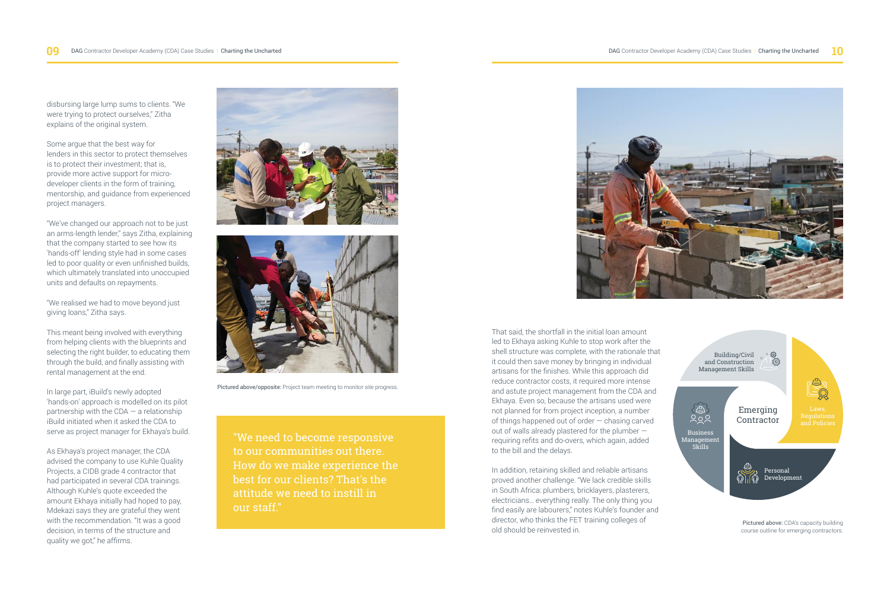disbursing large lump sums to clients. "We were trying to protect ourselves," Zitha explains of the original system.

Some argue that the best way for lenders in this sector to protect themselves is to protect their investment; that is, provide more active support for micro-developer clients in the form of training, mentorship, and guidance from experienced project managers.

"We've changed our approach not to be just an arms-length lender," says Zitha, explaining that the company started to see how its 'hands-off' lending style had in some cases led to poor quality or even unfinished builds, which ultimately translated into unoccupied units and defaults on repayments.

"We realised we had to move beyond just giving loans," Zitha says.

This meant being involved with everything from helping clients with the blueprints and selecting the right builder, to educating them through the build, and finally assisting with rental management at the end.

In large part, iBuild's newly adopted 'hands-on' approach is modelled on its pilot partnership with the CDA — a relationship iBuild initiated when it asked the CDA to serve as project manager for Ekhaya's build.

As Ekhaya's project manager, the CDA advised the company to use Kuhle Quality Projects, a CIDB grade 4 contractor that had participated in several CDA trainings. Although Kuhle's quote exceeded the amount Ekhaya initially had hoped to pay, Mdekazi says they are grateful they went with the recommendation. "It was a good decision, in terms of the structure and quality we got," he affirms.

**Pictured above/opposite:** Project team meeting to monitor site progress.

> "We need to become responsive to our communities out there. How do we make experience the best for our clients? That's the attitude we need to instill in our staff."

That said, the shortfall in the initial loan amount led to Ekhaya asking Kuhle to stop work after the shell structure was complete, with the rationale that it could then save money by bringing in individual artisans for the finishes. While this approach did reduce contractor costs, it required more intense and astute project management from the CDA and Ekhaya. Even so, because the artisans used were not planned for from project inception, a number of things happened out of order — chasing carved out of walls already plastered for the plumber — requiring refits and do-overs, which again, added to the bill and the delays.

In addition, retaining skilled and reliable artisans proved another challenge. "We lack credible skills in South Africa: plumbers, bricklayers, plasterers, electricians… everything really. The only thing you find easily are labourers," notes Kuhle's founder and director, who thinks the FET training colleges of old should be reinvested in.

Emerging Contractor

- Building/Civil and Construction Management Skills
- Laws, Regulations and Policies
- Personal Development
- Business Management Skills

**Pictured above:** CDA's capacity building course outline for emerging contractors.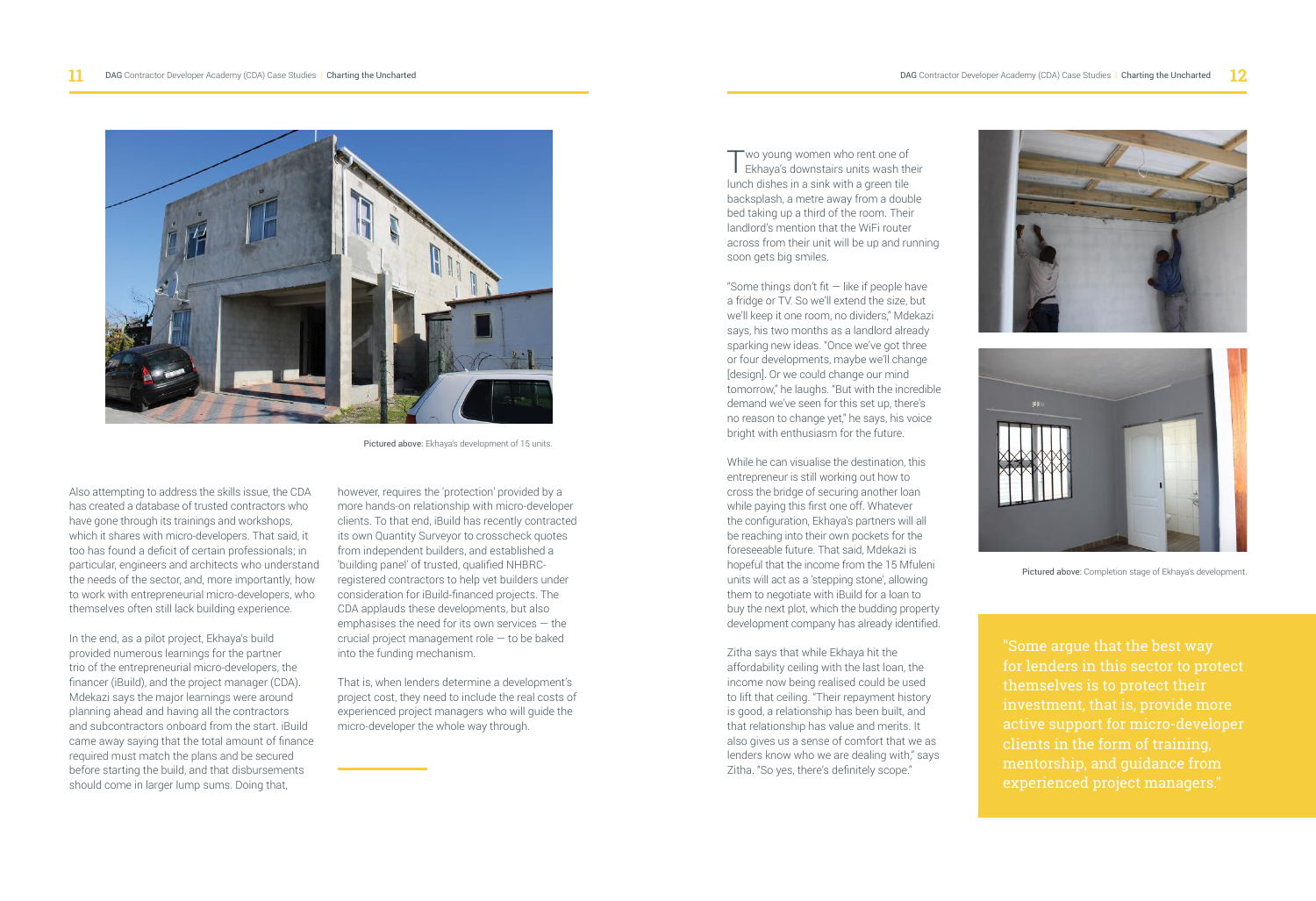Pictured above: Ekhaya's development of 15 units.

Also attempting to address the skills issue, the CDA has created a database of trusted contractors who have gone through its trainings and workshops, which it shares with micro-developers. That said, it too has found a deficit of certain professionals; in particular, engineers and architects who understand the needs of the sector, and, more importantly, how to work with entrepreneurial micro-developers, who themselves often still lack building experience.

In the end, as a pilot project, Ekhaya's build provided numerous learnings for the partner trio of the entrepreneurial micro-developers, the financer (iBuild), and the project manager (CDA). Mdekazi says the major learnings were around planning ahead and having all the contractors and subcontractors onboard from the start. iBuild came away saying that the total amount of finance required must match the plans and be secured before starting the build, and that disbursements should come in larger lump sums. Doing that, however, requires the 'protection' provided by a more hands-on relationship with micro-developer clients. To that end, iBuild has recently contracted its own Quantity Surveyor to crosscheck quotes from independent builders, and established a 'building panel' of trusted, qualified NHBRC-registered contractors to help vet builders under consideration for iBuild-financed projects. The CDA applauds these developments, but also emphasises the need for its own services — the crucial project management role — to be baked into the funding mechanism.

That is, when lenders determine a development's project cost, they need to include the real costs of experienced project managers who will guide the micro-developer the whole way through.

Two young women who rent one of Ekhaya's downstairs units wash their lunch dishes in a sink with a green tile backsplash, a metre away from a double bed taking up a third of the room. Their landlord's mention that the WiFi router across from their unit will be up and running soon gets big smiles.

"Some things don't fit — like if people have a fridge or TV. So we'll extend the size, but we'll keep it one room, no dividers," Mdekazi says, his two months as a landlord already sparking new ideas. "Once we've got three or four developments, maybe we'll change [design]. Or we could change our mind tomorrow," he laughs. "But with the incredible demand we've seen for this set up, there's no reason to change yet," he says, his voice bright with enthusiasm for the future.

While he can visualise the destination, this entrepreneur is still working out how to cross the bridge of securing another loan while paying this first one off. Whatever the configuration, Ekhaya's partners will all be reaching into their own pockets for the foreseeable future. That said, Mdekazi is hopeful that the income from the 15 Mfuleni units will act as a 'stepping stone', allowing them to negotiate with iBuild for a loan to buy the next plot, which the budding property development company has already identified.

Zitha says that while Ekhaya hit the affordability ceiling with the last loan, the income now being realised could be used to lift that ceiling. "Their repayment history is good, a relationship has been built, and that relationship has value and merits. It also gives us a sense of comfort that we as lenders know who we are dealing with," says Zitha. "So yes, there's definitely scope."

Pictured above: Completion stage of Ekhaya's development.

> "Some argue that the best way for lenders in this sector to protect themselves is to protect their investment, that is, provide more active support for micro-developer clients in the form of training, mentorship, and guidance from experienced project managers."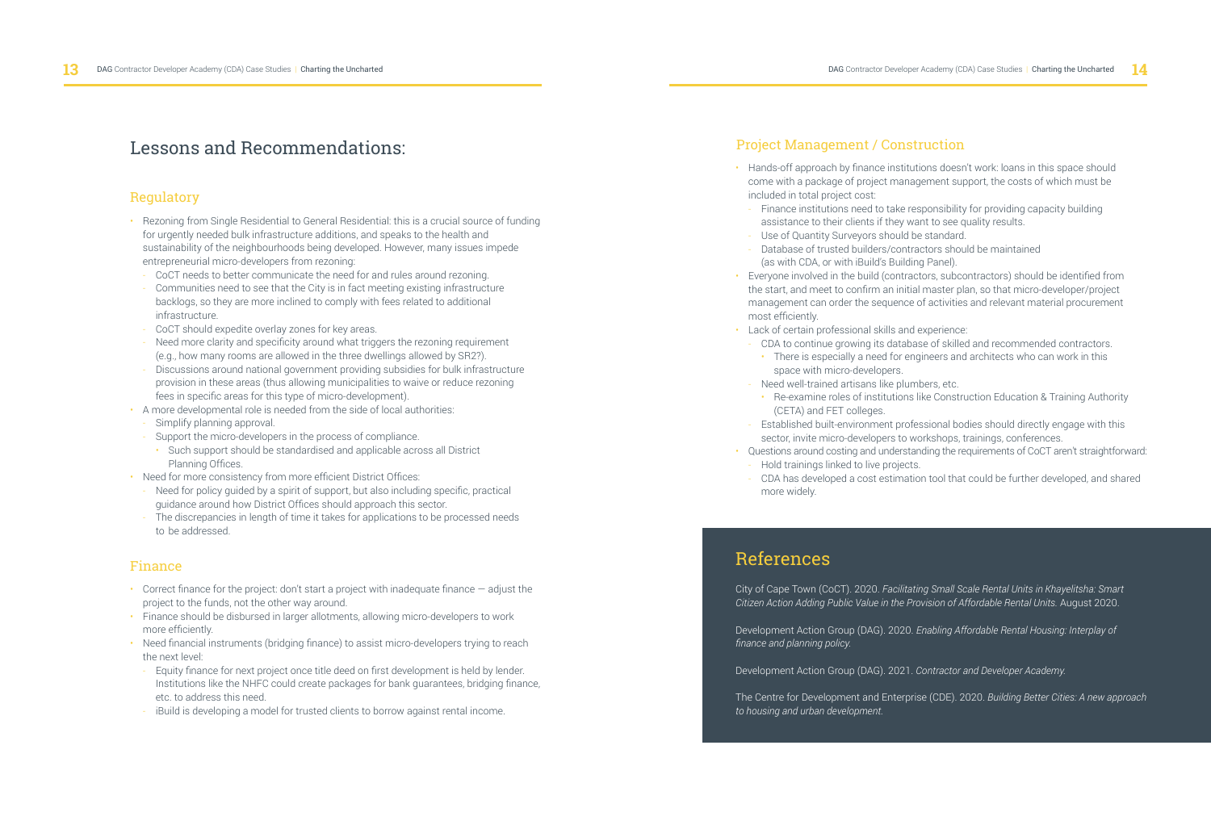# Lessons and Recommendations:

## Regulatory

- Rezoning from Single Residential to General Residential: this is a crucial source of funding for urgently needed bulk infrastructure additions, and speaks to the health and sustainability of the neighbourhoods being developed. However, many issues impede entrepreneurial micro-developers from rezoning:
  - CoCT needs to better communicate the need for and rules around rezoning.
  - Communities need to see that the City is in fact meeting existing infrastructure backlogs, so they are more inclined to comply with fees related to additional infrastructure.
  - CoCT should expedite overlay zones for key areas.
  - Need more clarity and specificity around what triggers the rezoning requirement (e.g., how many rooms are allowed in the three dwellings allowed by SR2?).
  - Discussions around national government providing subsidies for bulk infrastructure provision in these areas (thus allowing municipalities to waive or reduce rezoning fees in specific areas for this type of micro-development).
- A more developmental role is needed from the side of local authorities:
  - Simplify planning approval.
  - Support the micro-developers in the process of compliance.
    - Such support should be standardised and applicable across all District Planning Offices.
- Need for more consistency from more efficient District Offices:
  - Need for policy guided by a spirit of support, but also including specific, practical guidance around how District Offices should approach this sector.
  - The discrepancies in length of time it takes for applications to be processed needs to be addressed.

## Finance

- Correct finance for the project: don't start a project with inadequate finance — adjust the project to the funds, not the other way around.
- Finance should be disbursed in larger allotments, allowing micro-developers to work more efficiently.
- Need financial instruments (bridging finance) to assist micro-developers trying to reach the next level:
  - Equity finance for next project once title deed on first development is held by lender. Institutions like the NHFC could create packages for bank guarantees, bridging finance, etc. to address this need.
  - iBuild is developing a model for trusted clients to borrow against rental income.

## Project Management / Construction

- Hands-off approach by finance institutions doesn't work: loans in this space should come with a package of project management support, the costs of which must be included in total project cost:
  - Finance institutions need to take responsibility for providing capacity building assistance to their clients if they want to see quality results.
  - Use of Quantity Surveyors should be standard.
  - Database of trusted builders/contractors should be maintained (as with CDA, or with iBuild's Building Panel).
- Everyone involved in the build (contractors, subcontractors) should be identified from the start, and meet to confirm an initial master plan, so that micro-developer/project management can order the sequence of activities and relevant material procurement most efficiently.
- Lack of certain professional skills and experience:
  - CDA to continue growing its database of skilled and recommended contractors.
    - There is especially a need for engineers and architects who can work in this space with micro-developers.
  - Need well-trained artisans like plumbers, etc.
    - Re-examine roles of institutions like Construction Education & Training Authority (CETA) and FET colleges.
  - Established built-environment professional bodies should directly engage with this sector, invite micro-developers to workshops, trainings, conferences.
- Questions around costing and understanding the requirements of CoCT aren't straightforward:
  - Hold trainings linked to live projects.
  - CDA has developed a cost estimation tool that could be further developed, and shared more widely.

# References

City of Cape Town (CoCT). 2020. *Facilitating Small Scale Rental Units in Khayelitsha: Smart Citizen Action Adding Public Value in the Provision of Affordable Rental Units.* August 2020.

Development Action Group (DAG). 2020. *Enabling Affordable Rental Housing: Interplay of finance and planning policy.*

Development Action Group (DAG). 2021. *Contractor and Developer Academy.*

The Centre for Development and Enterprise (CDE). 2020. *Building Better Cities: A new approach to housing and urban development.*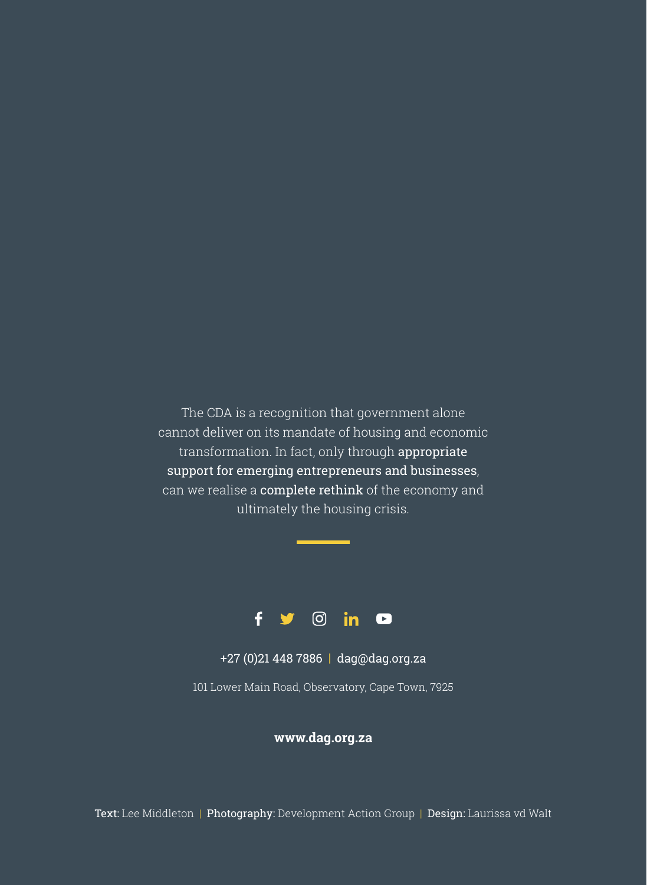The CDA is a recognition that government alone cannot deliver on its mandate of housing and economic transformation. In fact, only through **appropriate support for emerging entrepreneurs and businesses**, can we realise a **complete rethink** of the economy and ultimately the housing crisis.

+27 (0)21 448 7886 | dag@dag.org.za

101 Lower Main Road, Observatory, Cape Town, 7925

**www.dag.org.za**

**Text:** Lee Middleton | **Photography:** Development Action Group | **Design:** Laurissa vd Walt